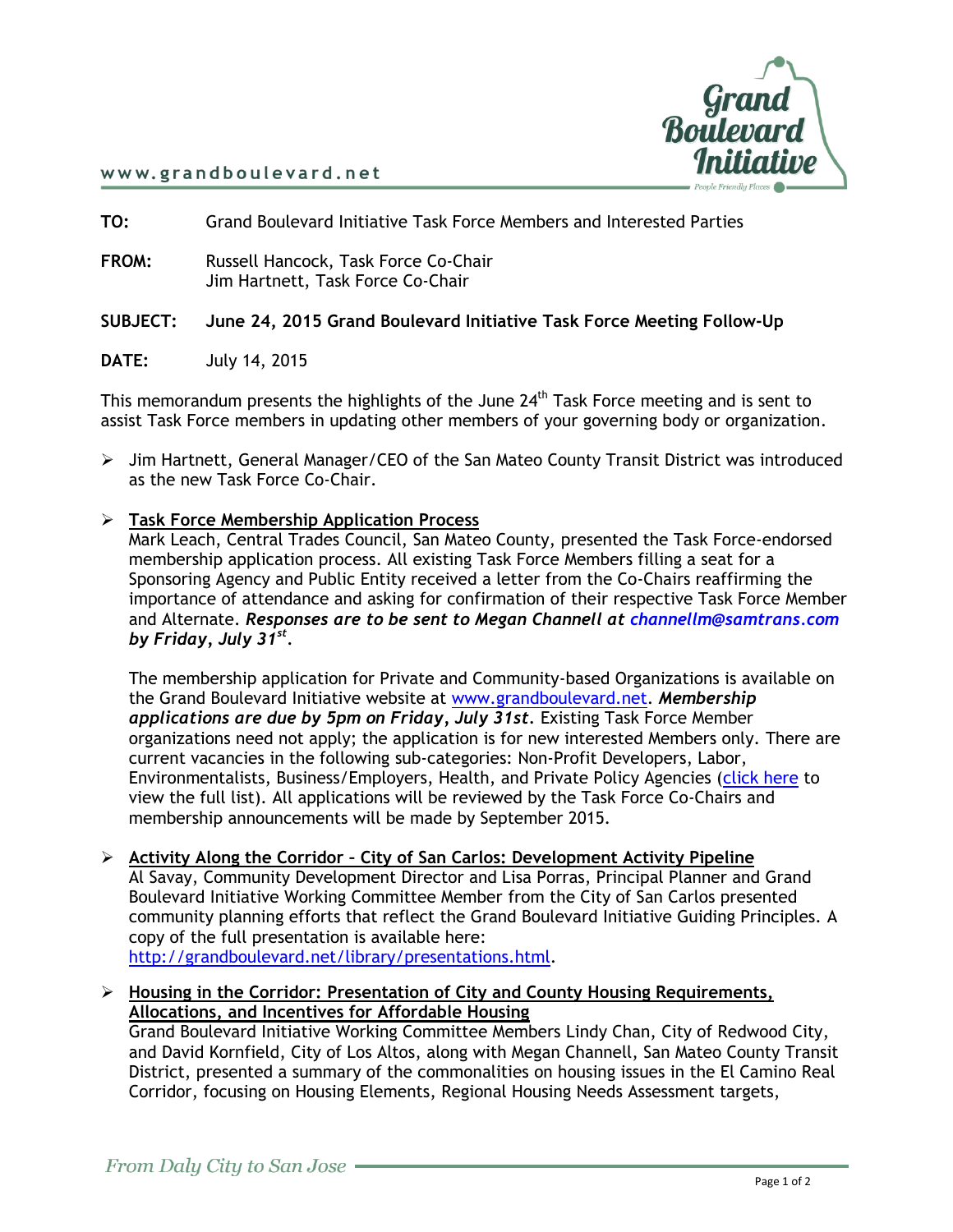www.grandboulevard.net

**TO:** Grand Boulevard Initiative Task Force Members and Interested Parties

**FROM:** Russell Hancock, Task Force Co-Chair
Jim Hartnett, Task Force Co-Chair

**SUBJECT:** **June 24, 2015 Grand Boulevard Initiative Task Force Meeting Follow-Up**

**DATE:** July 14, 2015

This memorandum presents the highlights of the June 24th Task Force meeting and is sent to assist Task Force members in updating other members of your governing body or organization.

- Jim Hartnett, General Manager/CEO of the San Mateo County Transit District was introduced as the new Task Force Co-Chair.

- **Task Force Membership Application Process**
  Mark Leach, Central Trades Council, San Mateo County, presented the Task Force-endorsed membership application process. All existing Task Force Members filling a seat for a Sponsoring Agency and Public Entity received a letter from the Co-Chairs reaffirming the importance of attendance and asking for confirmation of their respective Task Force Member and Alternate. ***Responses are to be sent to Megan Channell at channellm@samtrans.com by Friday, July 31st.***

  The membership application for Private and Community-based Organizations is available on the Grand Boulevard Initiative website at www.grandboulevard.net. ***Membership applications are due by 5pm on Friday, July 31st.*** Existing Task Force Member organizations need not apply; the application is for new interested Members only. There are current vacancies in the following sub-categories: Non-Profit Developers, Labor, Environmentalists, Business/Employers, Health, and Private Policy Agencies (click here to view the full list). All applications will be reviewed by the Task Force Co-Chairs and membership announcements will be made by September 2015.

- **Activity Along the Corridor – City of San Carlos: Development Activity Pipeline**
  Al Savay, Community Development Director and Lisa Porras, Principal Planner and Grand Boulevard Initiative Working Committee Member from the City of San Carlos presented community planning efforts that reflect the Grand Boulevard Initiative Guiding Principles. A copy of the full presentation is available here: http://grandboulevard.net/library/presentations.html.

- **Housing in the Corridor: Presentation of City and County Housing Requirements, Allocations, and Incentives for Affordable Housing**
  Grand Boulevard Initiative Working Committee Members Lindy Chan, City of Redwood City, and David Kornfield, City of Los Altos, along with Megan Channell, San Mateo County Transit District, presented a summary of the commonalities on housing issues in the El Camino Real Corridor, focusing on Housing Elements, Regional Housing Needs Assessment targets,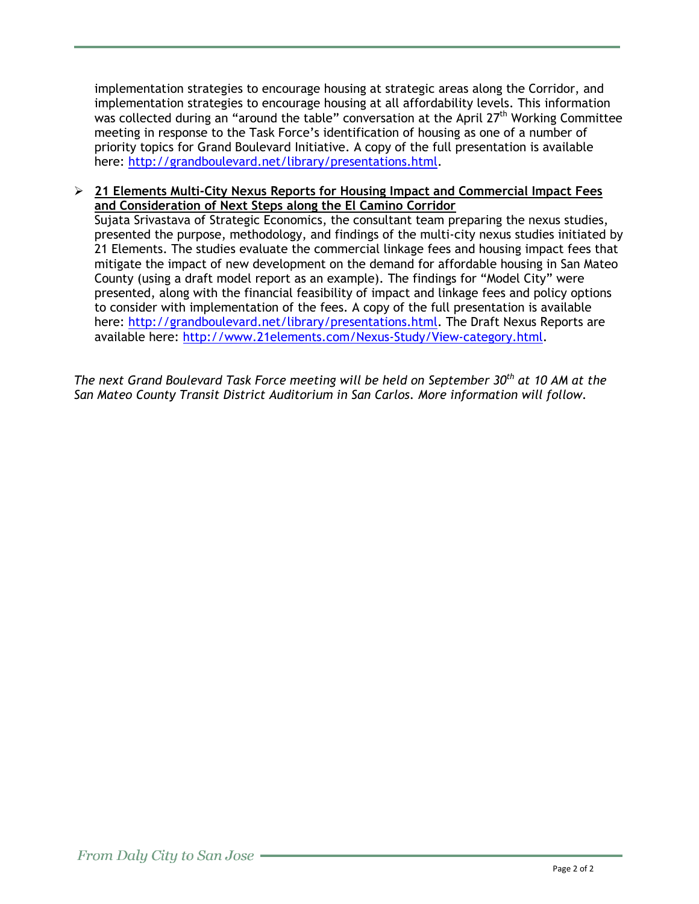implementation strategies to encourage housing at strategic areas along the Corridor, and implementation strategies to encourage housing at all affordability levels. This information was collected during an "around the table" conversation at the April 27th Working Committee meeting in response to the Task Force's identification of housing as one of a number of priority topics for Grand Boulevard Initiative. A copy of the full presentation is available here: http://grandboulevard.net/library/presentations.html.

- **21 Elements Multi-City Nexus Reports for Housing Impact and Commercial Impact Fees and Consideration of Next Steps along the El Camino Corridor**

  Sujata Srivastava of Strategic Economics, the consultant team preparing the nexus studies, presented the purpose, methodology, and findings of the multi-city nexus studies initiated by 21 Elements. The studies evaluate the commercial linkage fees and housing impact fees that mitigate the impact of new development on the demand for affordable housing in San Mateo County (using a draft model report as an example). The findings for "Model City" were presented, along with the financial feasibility of impact and linkage fees and policy options to consider with implementation of the fees. A copy of the full presentation is available here: http://grandboulevard.net/library/presentations.html. The Draft Nexus Reports are available here: http://www.21elements.com/Nexus-Study/View-category.html.

*The next Grand Boulevard Task Force meeting will be held on September 30th at 10 AM at the San Mateo County Transit District Auditorium in San Carlos. More information will follow.*

*From Daly City to San Jose*